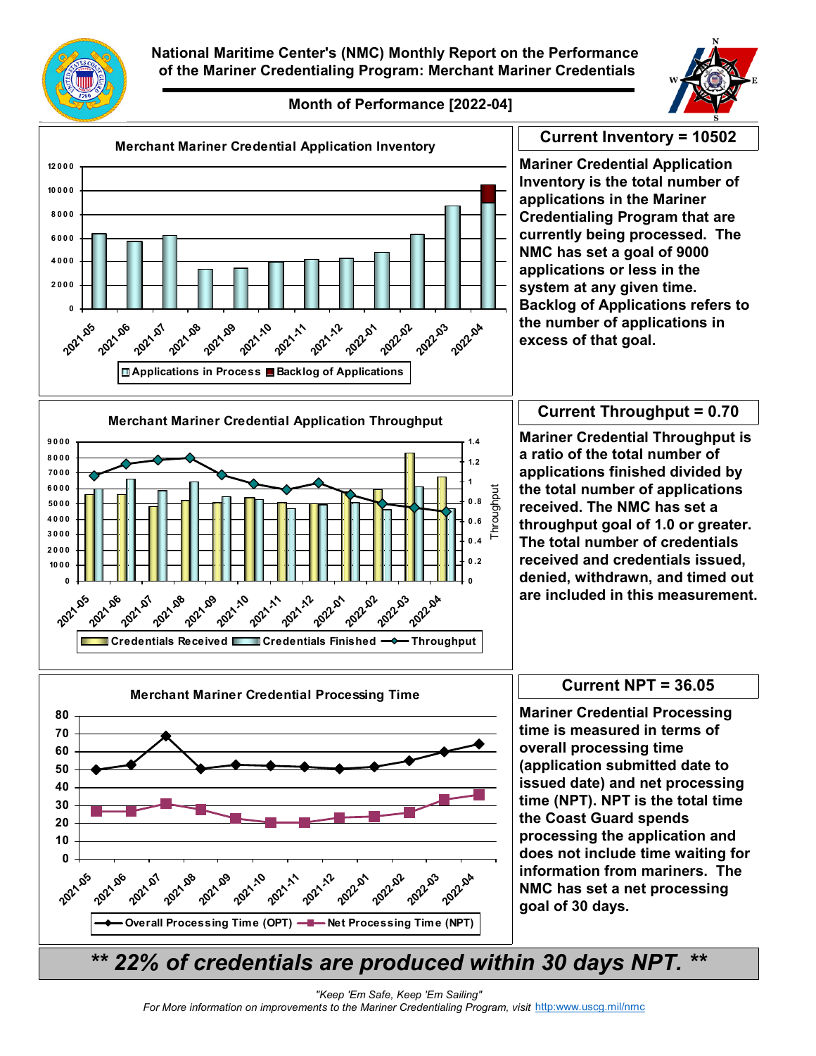# National Maritime Center's (NMC) Monthly Report on the Performance of the Mariner Credentialing Program: Merchant Mariner Credentials

**Month of Performance [2022-04]**

## Current Inventory = 10502

**Mariner Credential Application Inventory is the total number of applications in the Mariner Credentialing Program that are currently being processed. The NMC has set a goal of 9000 applications or less in the system at any given time. Backlog of Applications refers to the number of applications in excess of that goal.**

## Current Throughput = 0.70

**Mariner Credential Throughput is a ratio of the total number of applications finished divided by the total number of applications received. The NMC has set a throughput goal of 1.0 or greater. The total number of credentials received and credentials issued, denied, withdrawn, and timed out are included in this measurement.**

## Current NPT = 36.05

**Mariner Credential Processing time is measured in terms of overall processing time (application submitted date to issued date) and net processing time (NPT). NPT is the total time the Coast Guard spends processing the application and does not include time waiting for information from mariners. The NMC has set a net processing goal of 30 days.**

***\*\* 22% of credentials are produced within 30 days NPT. \*\****

*"Keep 'Em Safe, Keep 'Em Sailing"*

*For More information on improvements to the Mariner Credentialing Program, visit* http:www.uscg.mil/nmc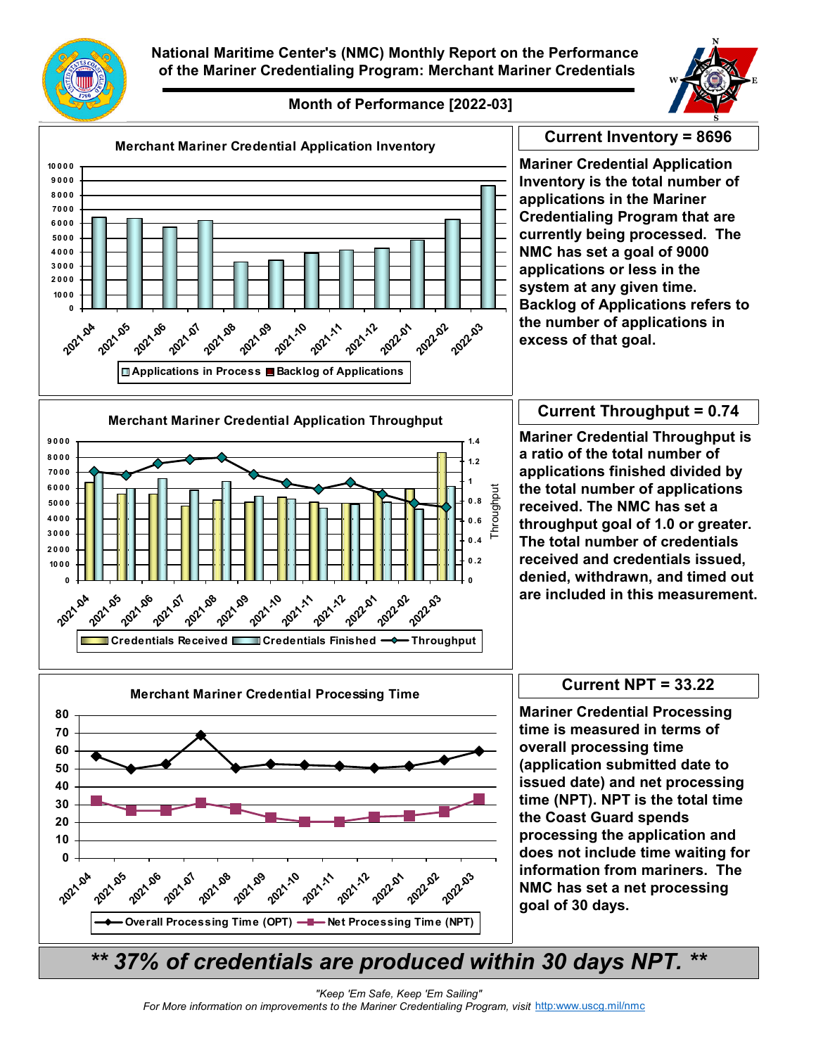# National Maritime Center's (NMC) Monthly Report on the Performance of the Mariner Credentialing Program: Merchant Mariner Credentials

**Month of Performance [2022-03]**

**Merchant Mariner Credential Application Inventory**

Applications in Process | Backlog of Applications

## Current Inventory = 8696

**Mariner Credential Application Inventory is the total number of applications in the Mariner Credentialing Program that are currently being processed. The NMC has set a goal of 9000 applications or less in the system at any given time. Backlog of Applications refers to the number of applications in excess of that goal.**

**Merchant Mariner Credential Application Throughput**

Credentials Received | Credentials Finished | Throughput

## Current Throughput = 0.74

**Mariner Credential Throughput is a ratio of the total number of applications finished divided by the total number of applications received. The NMC has set a throughput goal of 1.0 or greater. The total number of credentials received and credentials issued, denied, withdrawn, and timed out are included in this measurement.**

**Merchant Mariner Credential Processing Time**

Overall Processing Time (OPT) | Net Processing Time (NPT)

## Current NPT = 33.22

**Mariner Credential Processing time is measured in terms of overall processing time (application submitted date to issued date) and net processing time (NPT). NPT is the total time the Coast Guard spends processing the application and does not include time waiting for information from mariners. The NMC has set a net processing goal of 30 days.**

***\*\* 37% of credentials are produced within 30 days NPT. \*\****

*"Keep 'Em Safe, Keep 'Em Sailing"*

*For More information on improvements to the Mariner Credentialing Program, visit* http:www.uscg.mil/nmc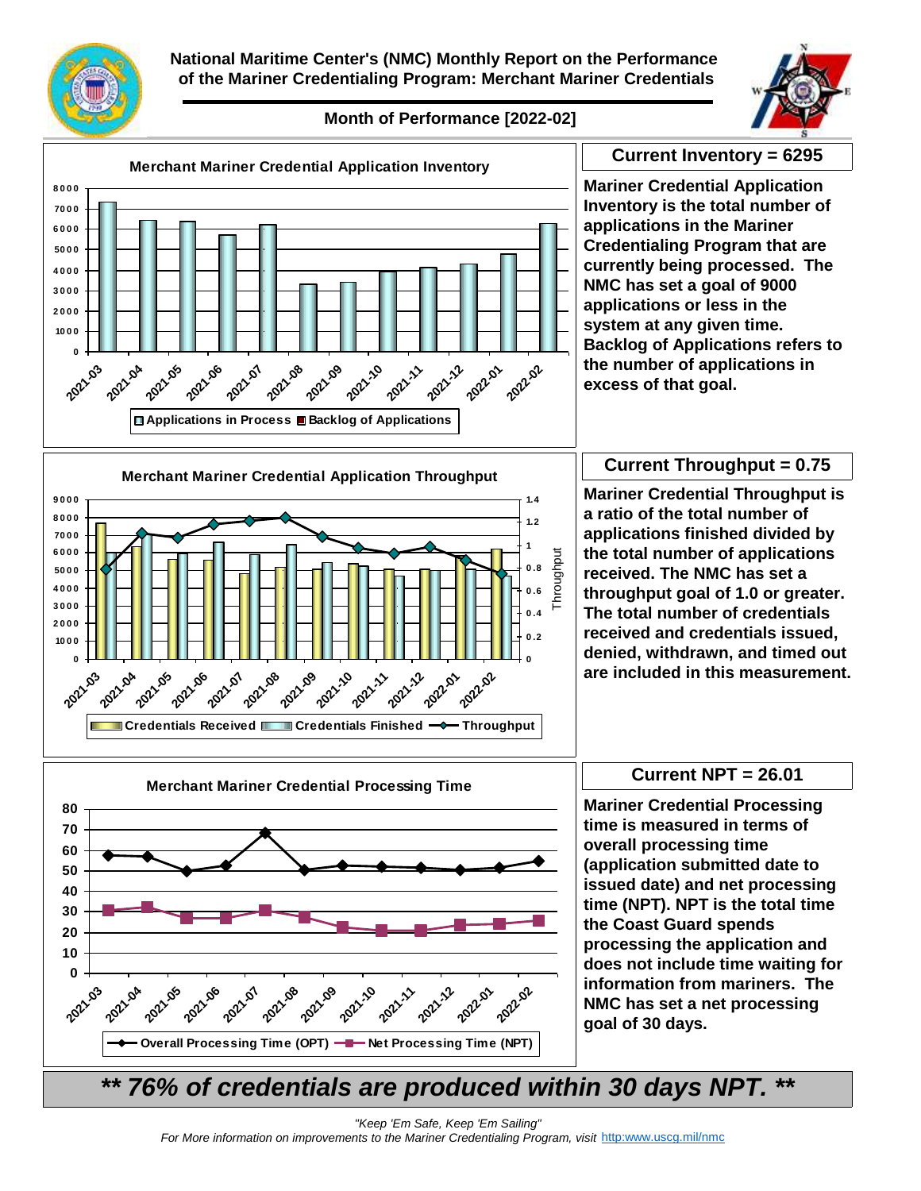# National Maritime Center's (NMC) Monthly Report on the Performance of the Mariner Credentialing Program: Merchant Mariner Credentials

## Month of Performance [2022-02]

### Merchant Mariner Credential Application Inventory

**Current Inventory = 6295**

**Mariner Credential Application Inventory is the total number of applications in the Mariner Credentialing Program that are currently being processed. The NMC has set a goal of 9000 applications or less in the system at any given time. Backlog of Applications refers to the number of applications in excess of that goal.**

### Merchant Mariner Credential Application Throughput

**Current Throughput = 0.75**

**Mariner Credential Throughput is a ratio of the total number of applications finished divided by the total number of applications received. The NMC has set a throughput goal of 1.0 or greater. The total number of credentials received and credentials issued, denied, withdrawn, and timed out are included in this measurement.**

### Merchant Mariner Credential Processing Time

**Current NPT = 26.01**

**Mariner Credential Processing time is measured in terms of overall processing time (application submitted date to issued date) and net processing time (NPT). NPT is the total time the Coast Guard spends processing the application and does not include time waiting for information from mariners. The NMC has set a net processing goal of 30 days.**

***\*\* 76% of credentials are produced within 30 days NPT. \*\****

*"Keep 'Em Safe, Keep 'Em Sailing"*

*For More information on improvements to the Mariner Credentialing Program, visit* http:www.uscg.mil/nmc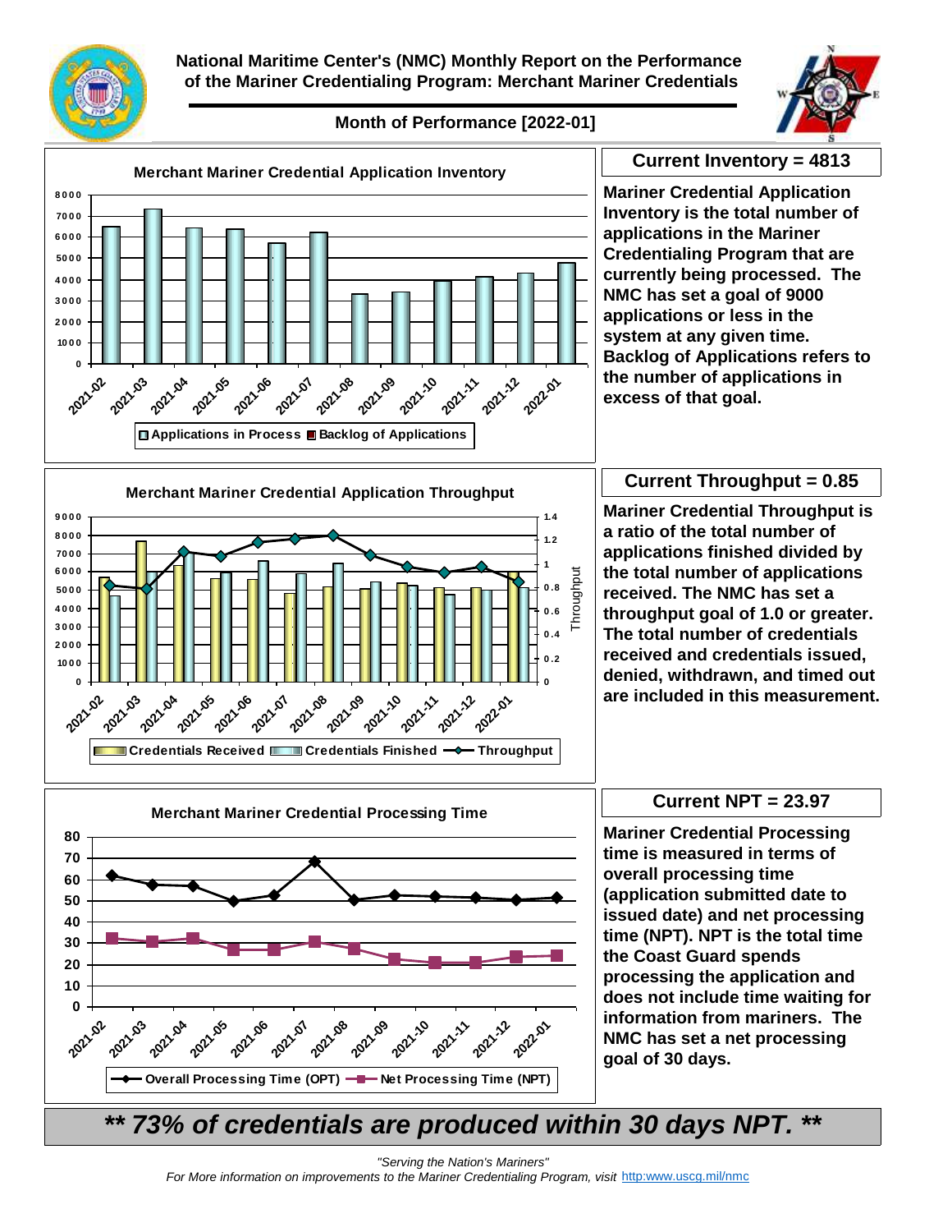# National Maritime Center's (NMC) Monthly Report on the Performance of the Mariner Credentialing Program: Merchant Mariner Credentials

## Month of Performance [2022-01]

**Merchant Mariner Credential Application Inventory**

8000
7000
6000
5000
4000
3000
2000
1000
0

2021-02 2021-03 2021-04 2021-05 2021-06 2021-07 2021-08 2021-09 2021-10 2021-11 2021-12 2022-01

Applications in Process · Backlog of Applications

### Current Inventory = 4813

**Mariner Credential Application Inventory is the total number of applications in the Mariner Credentialing Program that are currently being processed. The NMC has set a goal of 9000 applications or less in the system at any given time. Backlog of Applications refers to the number of applications in excess of that goal.**

**Merchant Mariner Credential Application Throughput**

9000
8000
7000
6000
5000
4000
3000
2000
1000
0

1.4
1.2
1
0.8
0.6
0.4
0.2
0

Throughput

2021-02 2021-03 2021-04 2021-05 2021-06 2021-07 2021-08 2021-09 2021-10 2021-11 2021-12 2022-01

Credentials Received · Credentials Finished · Throughput

### Current Throughput = 0.85

**Mariner Credential Throughput is a ratio of the total number of applications finished divided by the total number of applications received. The NMC has set a throughput goal of 1.0 or greater. The total number of credentials received and credentials issued, denied, withdrawn, and timed out are included in this measurement.**

**Merchant Mariner Credential Processing Time**

80
70
60
50
40
30
20
10
0

2021-02 2021-03 2021-04 2021-05 2021-06 2021-07 2021-08 2021-09 2021-10 2021-11 2021-12 2022-01

Overall Processing Time (OPT) · Net Processing Time (NPT)

### Current NPT = 23.97

**Mariner Credential Processing time is measured in terms of overall processing time (application submitted date to issued date) and net processing time (NPT). NPT is the total time the Coast Guard spends processing the application and does not include time waiting for information from mariners. The NMC has set a net processing goal of 30 days.**

***\*\* 73% of credentials are produced within 30 days NPT. \*\****

*"Serving the Nation's Mariners"*

*For More information on improvements to the Mariner Credentialing Program, visit* http:www.uscg.mil/nmc